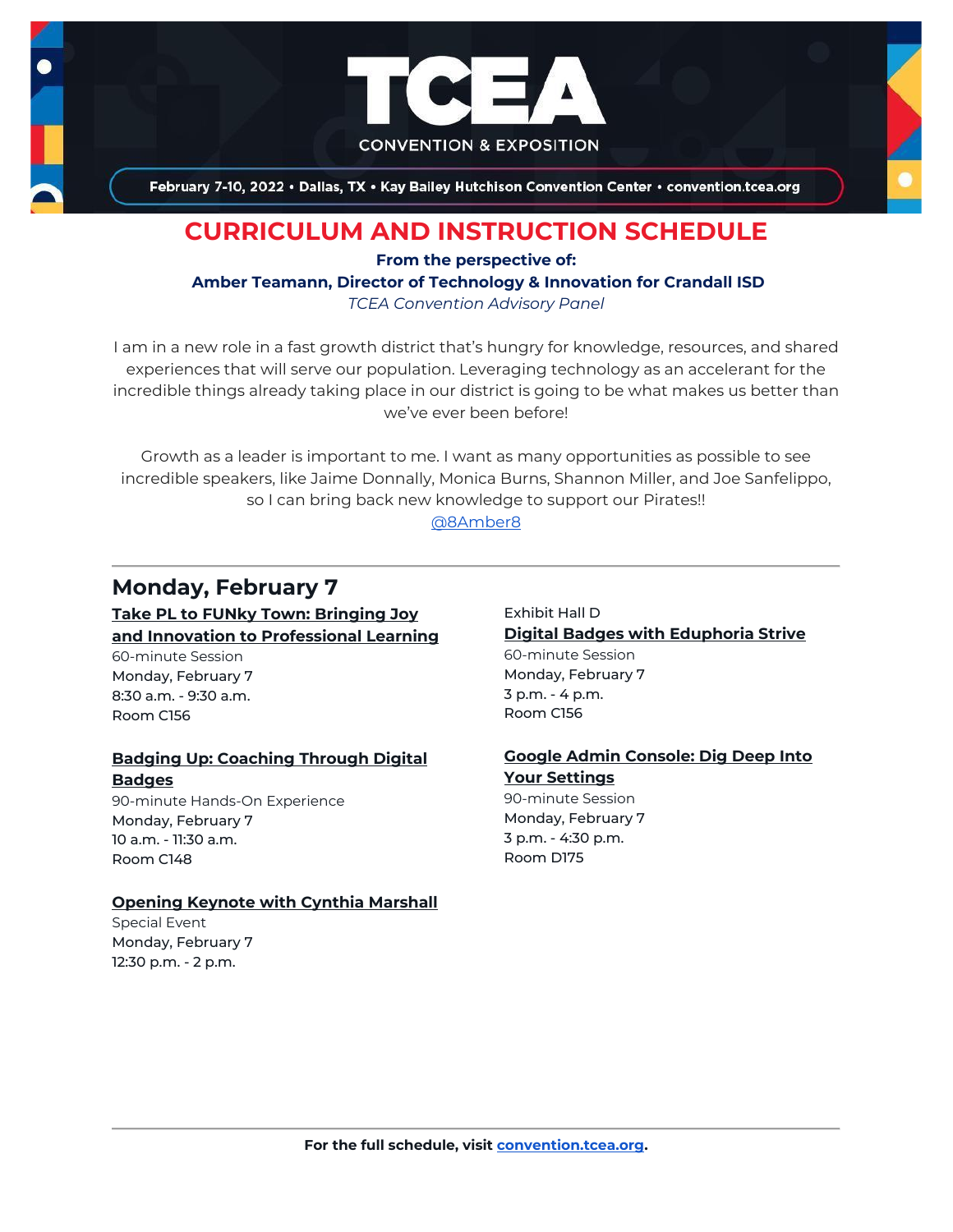# TCEA CONVENTION & EXPOSITION

February 7-10, 2022 • Dallas, TX • Kay Bailey Hutchison Convention Center • convention.tcea.org

## CURRICULUM AND INSTRUCTION SCHEDULE

**From the perspective of:**

**Amber Teamann, Director of Technology & Innovation for Crandall ISD**

*TCEA Convention Advisory Panel*

I am in a new role in a fast growth district that's hungry for knowledge, resources, and shared experiences that will serve our population. Leveraging technology as an accelerant for the incredible things already taking place in our district is going to be what makes us better than we've ever been before!

Growth as a leader is important to me. I want as many opportunities as possible to see incredible speakers, like Jaime Donnally, Monica Burns, Shannon Miller, and Joe Sanfelippo, so I can bring back new knowledge to support our Pirates!!

@8Amber8

---

## Monday, February 7

**Take PL to FUNky Town: Bringing Joy and Innovation to Professional Learning**
60-minute Session
Monday, February 7
8:30 a.m. - 9:30 a.m.
Room C156

**Badging Up: Coaching Through Digital Badges**
90-minute Hands-On Experience
Monday, February 7
10 a.m. - 11:30 a.m.
Room C148

**Opening Keynote with Cynthia Marshall**
Special Event
Monday, February 7
12:30 p.m. - 2 p.m.
Exhibit Hall D

**Digital Badges with Eduphoria Strive**
60-minute Session
Monday, February 7
3 p.m. - 4 p.m.
Room C156

**Google Admin Console: Dig Deep Into Your Settings**
90-minute Session
Monday, February 7
3 p.m. - 4:30 p.m.
Room D175

---

**For the full schedule, visit convention.tcea.org.**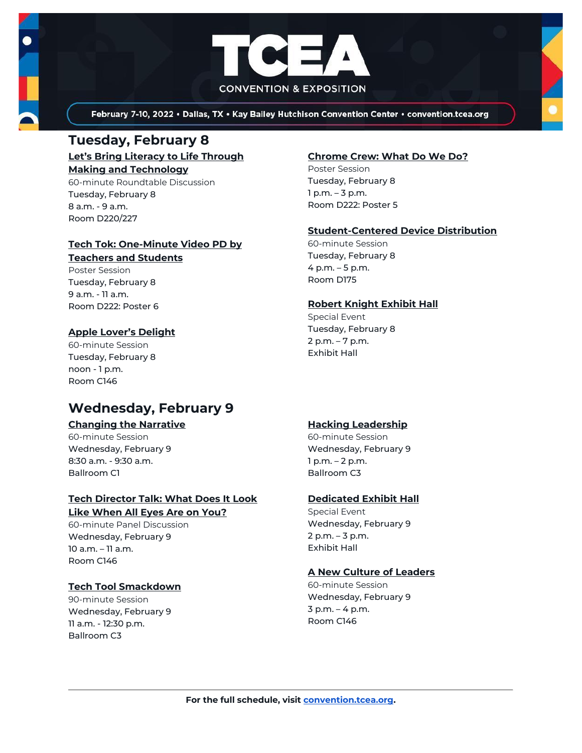TCEA CONVENTION & EXPOSITION

February 7-10, 2022 • Dallas, TX • Kay Bailey Hutchison Convention Center • convention.tcea.org

## Tuesday, February 8

### Let's Bring Literacy to Life Through Making and Technology
60-minute Roundtable Discussion
Tuesday, February 8
8 a.m. - 9 a.m.
Room D220/227

### Tech Tok: One-Minute Video PD by Teachers and Students
Poster Session
Tuesday, February 8
9 a.m. - 11 a.m.
Room D222: Poster 6

### Apple Lover's Delight
60-minute Session
Tuesday, February 8
noon - 1 p.m.
Room C146

### Chrome Crew: What Do We Do?
Poster Session
Tuesday, February 8
1 p.m. – 3 p.m.
Room D222: Poster 5

### Student-Centered Device Distribution
60-minute Session
Tuesday, February 8
4 p.m. – 5 p.m.
Room D175

### Robert Knight Exhibit Hall
Special Event
Tuesday, February 8
2 p.m. – 7 p.m.
Exhibit Hall

## Wednesday, February 9

### Changing the Narrative
60-minute Session
Wednesday, February 9
8:30 a.m. - 9:30 a.m.
Ballroom C1

### Tech Director Talk: What Does It Look Like When All Eyes Are on You?
60-minute Panel Discussion
Wednesday, February 9
10 a.m. – 11 a.m.
Room C146

### Tech Tool Smackdown
90-minute Session
Wednesday, February 9
11 a.m. - 12:30 p.m.
Ballroom C3

### Hacking Leadership
60-minute Session
Wednesday, February 9
1 p.m. – 2 p.m.
Ballroom C3

### Dedicated Exhibit Hall
Special Event
Wednesday, February 9
2 p.m. – 3 p.m.
Exhibit Hall

### A New Culture of Leaders
60-minute Session
Wednesday, February 9
3 p.m. – 4 p.m.
Room C146

---

**For the full schedule, visit convention.tcea.org.**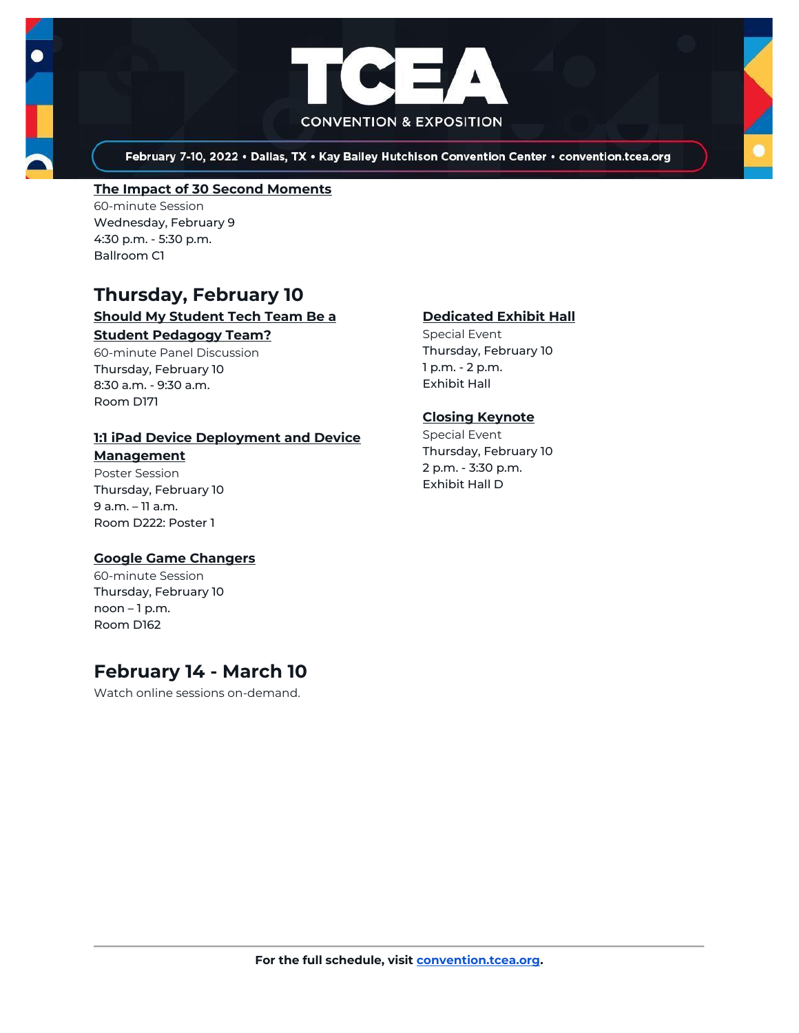**The Impact of 30 Second Moments**
60-minute Session
Wednesday, February 9
4:30 p.m. - 5:30 p.m.
Ballroom C1

## Thursday, February 10

**Should My Student Tech Team Be a Student Pedagogy Team?**
60-minute Panel Discussion
Thursday, February 10
8:30 a.m. - 9:30 a.m.
Room D171

**1:1 iPad Device Deployment and Device Management**
Poster Session
Thursday, February 10
9 a.m. – 11 a.m.
Room D222: Poster 1

**Google Game Changers**
60-minute Session
Thursday, February 10
noon – 1 p.m.
Room D162

**Dedicated Exhibit Hall**
Special Event
Thursday, February 10
1 p.m. - 2 p.m.
Exhibit Hall

**Closing Keynote**
Special Event
Thursday, February 10
2 p.m. - 3:30 p.m.
Exhibit Hall D

## February 14 - March 10

Watch online sessions on-demand.

**For the full schedule, visit convention.tcea.org.**